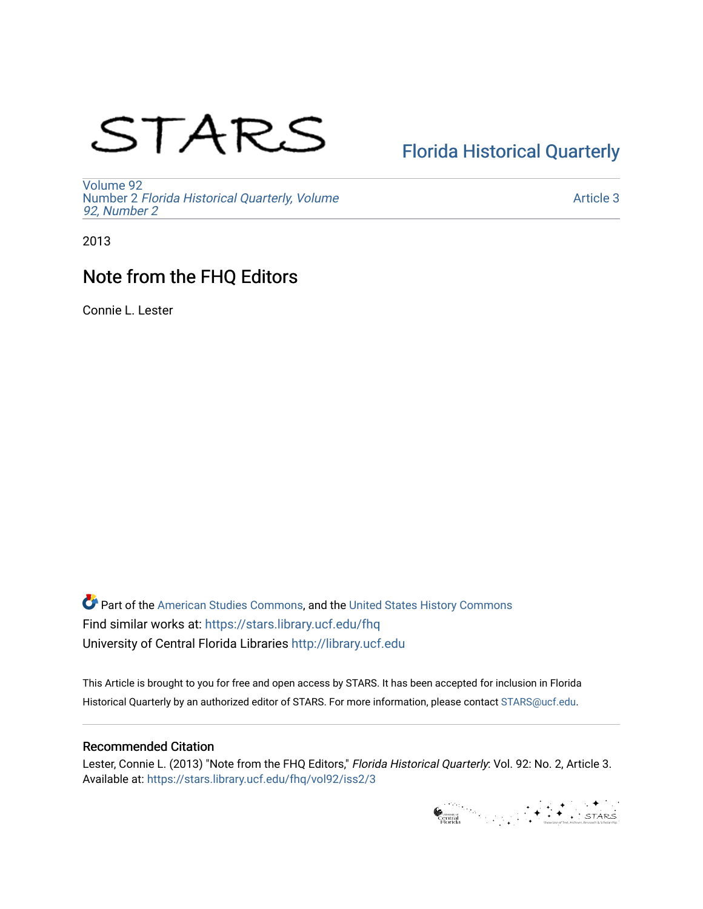STARS

Florida Historical Quarterly

Volume 92
Number 2 *Florida Historical Quarterly, Volume 92, Number 2*

Article 3

2013

# Note from the FHQ Editors

Connie L. Lester

Part of the American Studies Commons, and the United States History Commons
Find similar works at: https://stars.library.ucf.edu/fhq
University of Central Florida Libraries http://library.ucf.edu

This Article is brought to you for free and open access by STARS. It has been accepted for inclusion in Florida Historical Quarterly by an authorized editor of STARS. For more information, please contact STARS@ucf.edu.

## Recommended Citation

Lester, Connie L. (2013) "Note from the FHQ Editors," *Florida Historical Quarterly*: Vol. 92: No. 2, Article 3.
Available at: https://stars.library.ucf.edu/fhq/vol92/iss2/3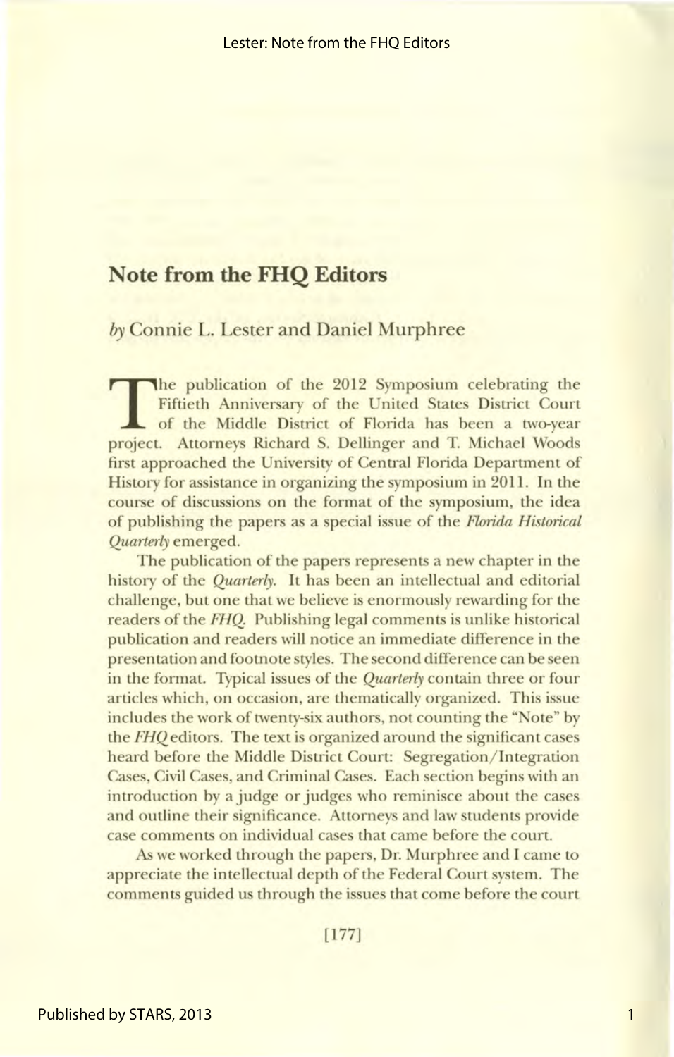# Note from the FHQ Editors

*by* Connie L. Lester and Daniel Murphree

The publication of the 2012 Symposium celebrating the Fiftieth Anniversary of the United States District Court of the Middle District of Florida has been a two-year project. Attorneys Richard S. Dellinger and T. Michael Woods first approached the University of Central Florida Department of History for assistance in organizing the symposium in 2011. In the course of discussions on the format of the symposium, the idea of publishing the papers as a special issue of the *Florida Historical Quarterly* emerged.

The publication of the papers represents a new chapter in the history of the *Quarterly*. It has been an intellectual and editorial challenge, but one that we believe is enormously rewarding for the readers of the *FHQ*. Publishing legal comments is unlike historical publication and readers will notice an immediate difference in the presentation and footnote styles. The second difference can be seen in the format. Typical issues of the *Quarterly* contain three or four articles which, on occasion, are thematically organized. This issue includes the work of twenty-six authors, not counting the "Note" by the *FHQ* editors. The text is organized around the significant cases heard before the Middle District Court: Segregation/Integration Cases, Civil Cases, and Criminal Cases. Each section begins with an introduction by a judge or judges who reminisce about the cases and outline their significance. Attorneys and law students provide case comments on individual cases that came before the court.

As we worked through the papers, Dr. Murphree and I came to appreciate the intellectual depth of the Federal Court system. The comments guided us through the issues that come before the court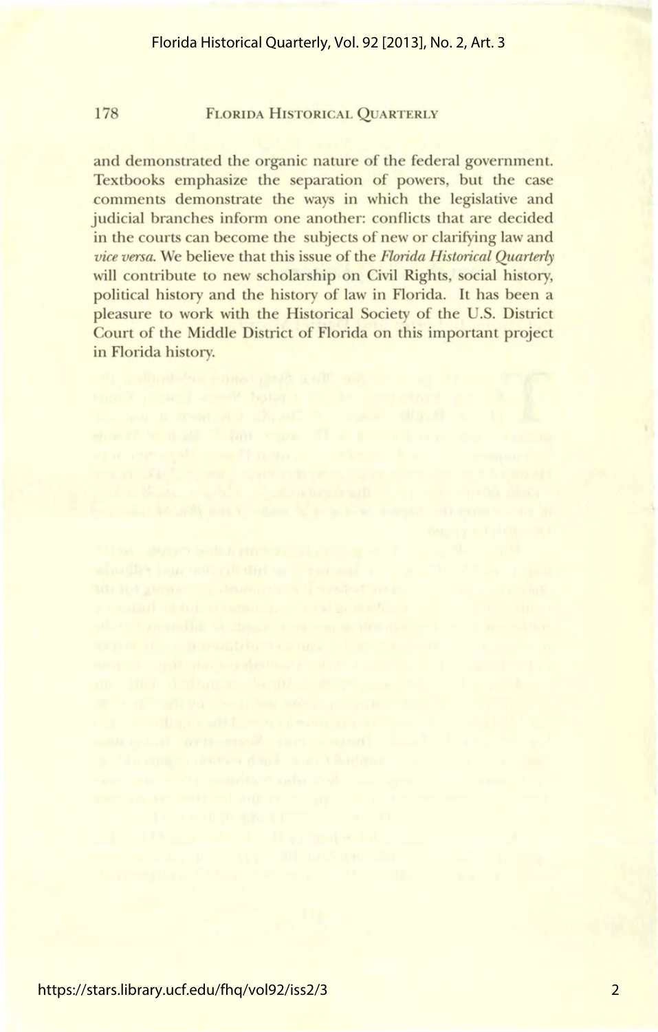and demonstrated the organic nature of the federal government. Textbooks emphasize the separation of powers, but the case comments demonstrate the ways in which the legislative and judicial branches inform one another: conflicts that are decided in the courts can become the subjects of new or clarifying law and *vice versa*. We believe that this issue of the *Florida Historical Quarterly* will contribute to new scholarship on Civil Rights, social history, political history and the history of law in Florida. It has been a pleasure to work with the Historical Society of the U.S. District Court of the Middle District of Florida on this important project in Florida history.